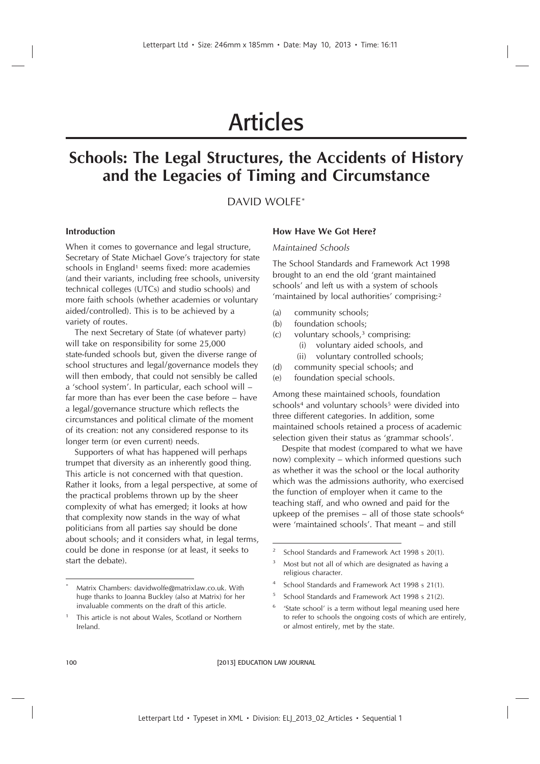# Articles

## Schools: The Legal Structures, the Accidents of History and the Legacies of Timing and Circumstance

DAVID WOLFE*

### Introduction

When it comes to governance and legal structure, Secretary of State Michael Gove's trajectory for state schools in England[1] seems fixed: more academies (and their variants, including free schools, university technical colleges (UTCs) and studio schools) and more faith schools (whether academies or voluntary aided/controlled). This is to be achieved by a variety of routes.

The next Secretary of State (of whatever party) will take on responsibility for some 25,000 state-funded schools but, given the diverse range of school structures and legal/governance models they will then embody, that could not sensibly be called a 'school system'. In particular, each school will – far more than has ever been the case before – have a legal/governance structure which reflects the circumstances and political climate of the moment of its creation: not any considered response to its longer term (or even current) needs.

Supporters of what has happened will perhaps trumpet that diversity as an inherently good thing. This article is not concerned with that question. Rather it looks, from a legal perspective, at some of the practical problems thrown up by the sheer complexity of what has emerged; it looks at how that complexity now stands in the way of what politicians from all parties say should be done about schools; and it considers what, in legal terms, could be done in response (or at least, it seeks to start the debate).

### How Have We Got Here?

*Maintained Schools*

The School Standards and Framework Act 1998 brought to an end the old 'grant maintained schools' and left us with a system of schools 'maintained by local authorities' comprising:[2]

(a) community schools;
(b) foundation schools;
(c) voluntary schools,[3] comprising:
   (i) voluntary aided schools, and
   (ii) voluntary controlled schools;
(d) community special schools; and
(e) foundation special schools.

Among these maintained schools, foundation schools[4] and voluntary schools[5] were divided into three different categories. In addition, some maintained schools retained a process of academic selection given their status as 'grammar schools'.

Despite that modest (compared to what we have now) complexity – which informed questions such as whether it was the school or the local authority which was the admissions authority, who exercised the function of employer when it came to the teaching staff, and who owned and paid for the upkeep of the premises – all of those state schools[6] were 'maintained schools'. That meant – and still

---

\* Matrix Chambers: davidwolfe@matrixlaw.co.uk. With huge thanks to Joanna Buckley (also at Matrix) for her invaluable comments on the draft of this article.

[1] This article is not about Wales, Scotland or Northern Ireland.

[2] School Standards and Framework Act 1998 s 20(1).

[3] Most but not all of which are designated as having a religious character.

[4] School Standards and Framework Act 1998 s 21(1).

[5] School Standards and Framework Act 1998 s 21(2).

[6] 'State school' is a term without legal meaning used here to refer to schools the ongoing costs of which are entirely, or almost entirely, met by the state.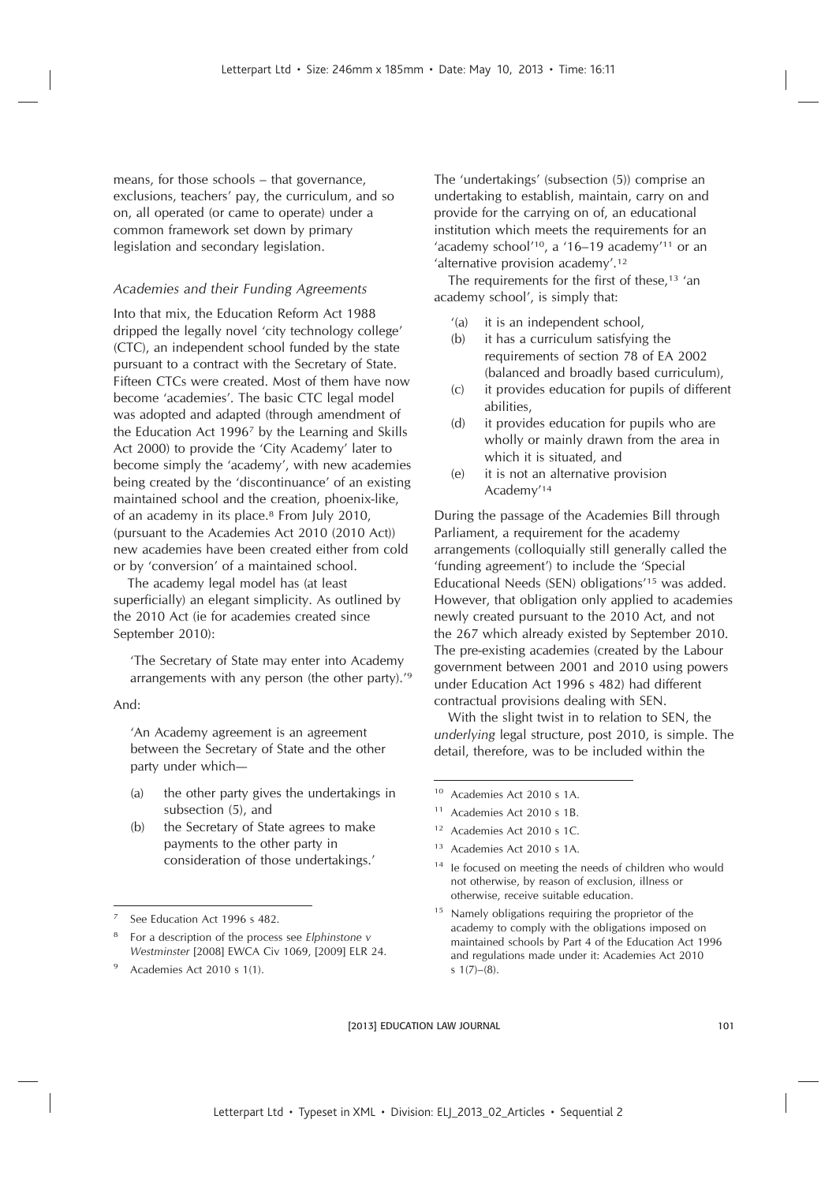means, for those schools – that governance, exclusions, teachers' pay, the curriculum, and so on, all operated (or came to operate) under a common framework set down by primary legislation and secondary legislation.

### *Academies and their Funding Agreements*

Into that mix, the Education Reform Act 1988 dripped the legally novel 'city technology college' (CTC), an independent school funded by the state pursuant to a contract with the Secretary of State. Fifteen CTCs were created. Most of them have now become 'academies'. The basic CTC legal model was adopted and adapted (through amendment of the Education Act 1996[7] by the Learning and Skills Act 2000) to provide the 'City Academy' later to become simply the 'academy', with new academies being created by the 'discontinuance' of an existing maintained school and the creation, phoenix-like, of an academy in its place.[8] From July 2010, (pursuant to the Academies Act 2010 (2010 Act)) new academies have been created either from cold or by 'conversion' of a maintained school.

The academy legal model has (at least superficially) an elegant simplicity. As outlined by the 2010 Act (ie for academies created since September 2010):

> 'The Secretary of State may enter into Academy arrangements with any person (the other party).'[9]

And:

> 'An Academy agreement is an agreement between the Secretary of State and the other party under which—
>
> (a) the other party gives the undertakings in subsection (5), and
>
> (b) the Secretary of State agrees to make payments to the other party in consideration of those undertakings.'

The 'undertakings' (subsection (5)) comprise an undertaking to establish, maintain, carry on and provide for the carrying on of, an educational institution which meets the requirements for an 'academy school'[10], a '16–19 academy'[11] or an 'alternative provision academy'.[12]

The requirements for the first of these,[13] 'an academy school', is simply that:

> '(a) it is an independent school,
>
> (b) it has a curriculum satisfying the requirements of section 78 of EA 2002 (balanced and broadly based curriculum),
>
> (c) it provides education for pupils of different abilities,
>
> (d) it provides education for pupils who are wholly or mainly drawn from the area in which it is situated, and
>
> (e) it is not an alternative provision Academy'[14]

During the passage of the Academies Bill through Parliament, a requirement for the academy arrangements (colloquially still generally called the 'funding agreement') to include the 'Special Educational Needs (SEN) obligations'[15] was added. However, that obligation only applied to academies newly created pursuant to the 2010 Act, and not the 267 which already existed by September 2010. The pre-existing academies (created by the Labour government between 2001 and 2010 using powers under Education Act 1996 s 482) had different contractual provisions dealing with SEN.

With the slight twist in to relation to SEN, the *underlying* legal structure, post 2010, is simple. The detail, therefore, was to be included within the

---

[7] See Education Act 1996 s 482.

[8] For a description of the process see *Elphinstone v Westminster* [2008] EWCA Civ 1069, [2009] ELR 24.

[9] Academies Act 2010 s 1(1).

[10] Academies Act 2010 s 1A.

[11] Academies Act 2010 s 1B.

[12] Academies Act 2010 s 1C.

[13] Academies Act 2010 s 1A.

[14] Ie focused on meeting the needs of children who would not otherwise, by reason of exclusion, illness or otherwise, receive suitable education.

[15] Namely obligations requiring the proprietor of the academy to comply with the obligations imposed on maintained schools by Part 4 of the Education Act 1996 and regulations made under it: Academies Act 2010 s 1(7)–(8).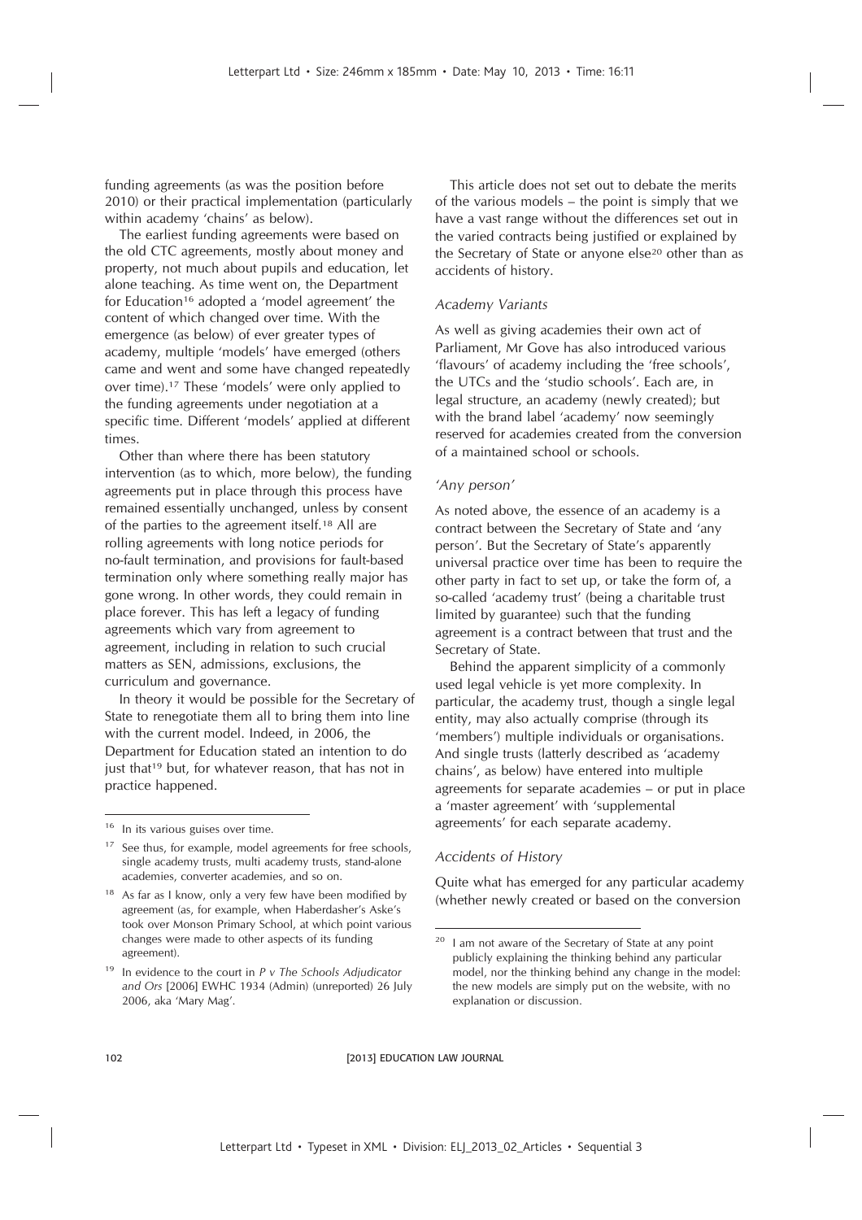funding agreements (as was the position before 2010) or their practical implementation (particularly within academy 'chains' as below).

The earliest funding agreements were based on the old CTC agreements, mostly about money and property, not much about pupils and education, let alone teaching. As time went on, the Department for Education[16] adopted a 'model agreement' the content of which changed over time. With the emergence (as below) of ever greater types of academy, multiple 'models' have emerged (others came and went and some have changed repeatedly over time).[17] These 'models' were only applied to the funding agreements under negotiation at a specific time. Different 'models' applied at different times.

Other than where there has been statutory intervention (as to which, more below), the funding agreements put in place through this process have remained essentially unchanged, unless by consent of the parties to the agreement itself.[18] All are rolling agreements with long notice periods for no-fault termination, and provisions for fault-based termination only where something really major has gone wrong. In other words, they could remain in place forever. This has left a legacy of funding agreements which vary from agreement to agreement, including in relation to such crucial matters as SEN, admissions, exclusions, the curriculum and governance.

In theory it would be possible for the Secretary of State to renegotiate them all to bring them into line with the current model. Indeed, in 2006, the Department for Education stated an intention to do just that[19] but, for whatever reason, that has not in practice happened.

This article does not set out to debate the merits of the various models – the point is simply that we have a vast range without the differences set out in the varied contracts being justified or explained by the Secretary of State or anyone else[20] other than as accidents of history.

### *Academy Variants*

As well as giving academies their own act of Parliament, Mr Gove has also introduced various 'flavours' of academy including the 'free schools', the UTCs and the 'studio schools'. Each are, in legal structure, an academy (newly created); but with the brand label 'academy' now seemingly reserved for academies created from the conversion of a maintained school or schools.

### *'Any person'*

As noted above, the essence of an academy is a contract between the Secretary of State and 'any person'. But the Secretary of State's apparently universal practice over time has been to require the other party in fact to set up, or take the form of, a so-called 'academy trust' (being a charitable trust limited by guarantee) such that the funding agreement is a contract between that trust and the Secretary of State.

Behind the apparent simplicity of a commonly used legal vehicle is yet more complexity. In particular, the academy trust, though a single legal entity, may also actually comprise (through its 'members') multiple individuals or organisations. And single trusts (latterly described as 'academy chains', as below) have entered into multiple agreements for separate academies – or put in place a 'master agreement' with 'supplemental agreements' for each separate academy.

### *Accidents of History*

Quite what has emerged for any particular academy (whether newly created or based on the conversion

---

[16] In its various guises over time.

[17] See thus, for example, model agreements for free schools, single academy trusts, multi academy trusts, stand-alone academies, converter academies, and so on.

[18] As far as I know, only a very few have been modified by agreement (as, for example, when Haberdasher's Aske's took over Monson Primary School, at which point various changes were made to other aspects of its funding agreement).

[19] In evidence to the court in *P v The Schools Adjudicator and Ors* [2006] EWHC 1934 (Admin) (unreported) 26 July 2006, aka 'Mary Mag'.

[20] I am not aware of the Secretary of State at any point publicly explaining the thinking behind any particular model, nor the thinking behind any change in the model: the new models are simply put on the website, with no explanation or discussion.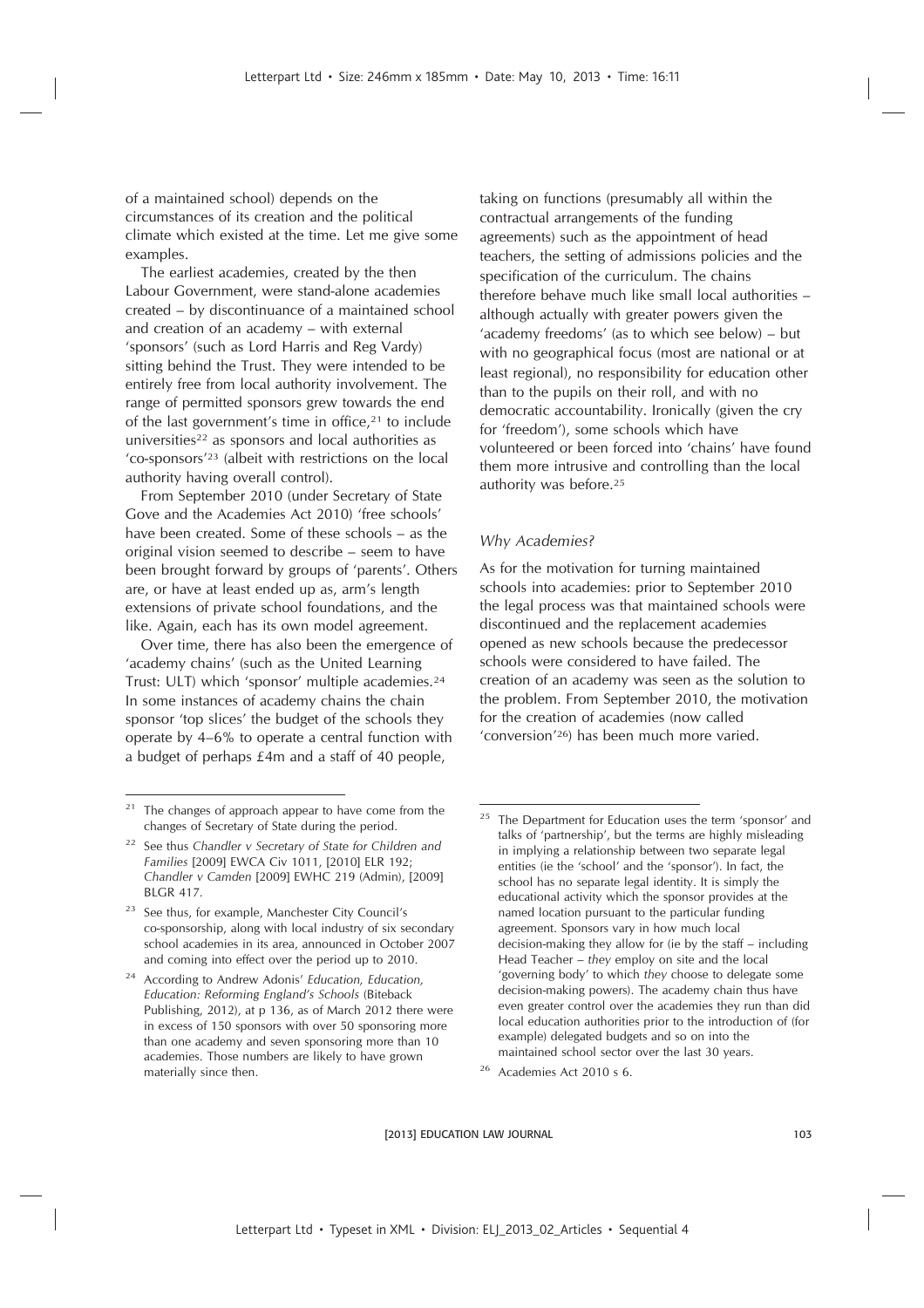of a maintained school) depends on the circumstances of its creation and the political climate which existed at the time. Let me give some examples.

The earliest academies, created by the then Labour Government, were stand-alone academies created – by discontinuance of a maintained school and creation of an academy – with external 'sponsors' (such as Lord Harris and Reg Vardy) sitting behind the Trust. They were intended to be entirely free from local authority involvement. The range of permitted sponsors grew towards the end of the last government's time in office,[21] to include universities[22] as sponsors and local authorities as 'co-sponsors'[23] (albeit with restrictions on the local authority having overall control).

From September 2010 (under Secretary of State Gove and the Academies Act 2010) 'free schools' have been created. Some of these schools – as the original vision seemed to describe – seem to have been brought forward by groups of 'parents'. Others are, or have at least ended up as, arm's length extensions of private school foundations, and the like. Again, each has its own model agreement.

Over time, there has also been the emergence of 'academy chains' (such as the United Learning Trust: ULT) which 'sponsor' multiple academies.[24] In some instances of academy chains the chain sponsor 'top slices' the budget of the schools they operate by 4–6% to operate a central function with a budget of perhaps £4m and a staff of 40 people, taking on functions (presumably all within the contractual arrangements of the funding agreements) such as the appointment of head teachers, the setting of admissions policies and the specification of the curriculum. The chains therefore behave much like small local authorities – although actually with greater powers given the 'academy freedoms' (as to which see below) – but with no geographical focus (most are national or at least regional), no responsibility for education other than to the pupils on their roll, and with no democratic accountability. Ironically (given the cry for 'freedom'), some schools which have volunteered or been forced into 'chains' have found them more intrusive and controlling than the local authority was before.[25]

### *Why Academies?*

As for the motivation for turning maintained schools into academies: prior to September 2010 the legal process was that maintained schools were discontinued and the replacement academies opened as new schools because the predecessor schools were considered to have failed. The creation of an academy was seen as the solution to the problem. From September 2010, the motivation for the creation of academies (now called 'conversion'[26]) has been much more varied.

---

[21] The changes of approach appear to have come from the changes of Secretary of State during the period.

[22] See thus *Chandler v Secretary of State for Children and Families* [2009] EWCA Civ 1011, [2010] ELR 192; *Chandler v Camden* [2009] EWHC 219 (Admin), [2009] BLGR 417.

[23] See thus, for example, Manchester City Council's co-sponsorship, along with local industry of six secondary school academies in its area, announced in October 2007 and coming into effect over the period up to 2010.

[24] According to Andrew Adonis' *Education, Education, Education: Reforming England's Schools* (Biteback Publishing, 2012), at p 136, as of March 2012 there were in excess of 150 sponsors with over 50 sponsoring more than one academy and seven sponsoring more than 10 academies. Those numbers are likely to have grown materially since then.

[25] The Department for Education uses the term 'sponsor' and talks of 'partnership', but the terms are highly misleading in implying a relationship between two separate legal entities (ie the 'school' and the 'sponsor'). In fact, the school has no separate legal identity. It is simply the educational activity which the sponsor provides at the named location pursuant to the particular funding agreement. Sponsors vary in how much local decision-making they allow for (ie by the staff – including Head Teacher – *they* employ on site and the local 'governing body' to which *they* choose to delegate some decision-making powers). The academy chain thus have even greater control over the academies they run than did local education authorities prior to the introduction of (for example) delegated budgets and so on into the maintained school sector over the last 30 years.

[26] Academies Act 2010 s 6.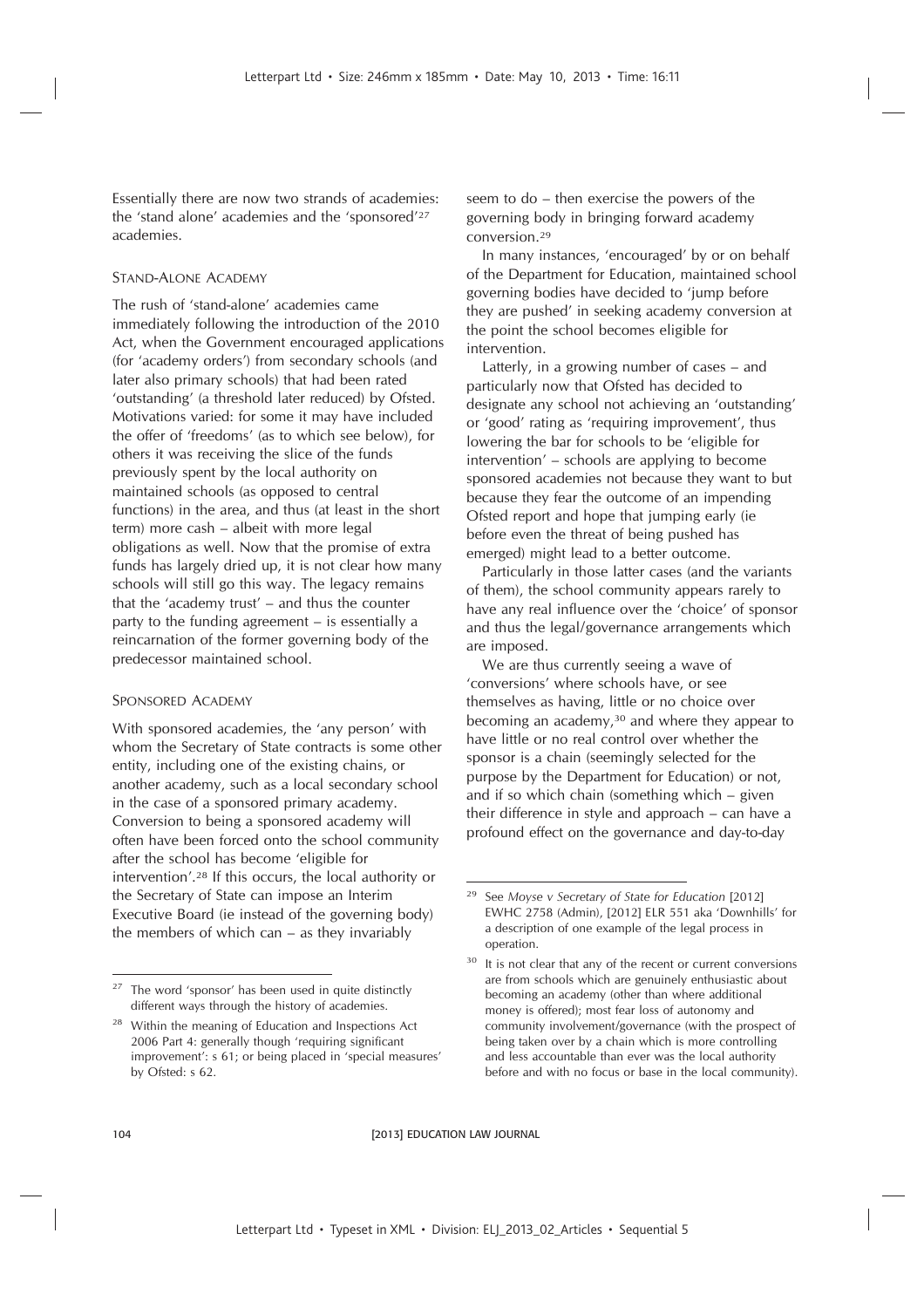Essentially there are now two strands of academies: the 'stand alone' academies and the 'sponsored'[27] academies.

### Stand-Alone Academy

The rush of 'stand-alone' academies came immediately following the introduction of the 2010 Act, when the Government encouraged applications (for 'academy orders') from secondary schools (and later also primary schools) that had been rated 'outstanding' (a threshold later reduced) by Ofsted. Motivations varied: for some it may have included the offer of 'freedoms' (as to which see below), for others it was receiving the slice of the funds previously spent by the local authority on maintained schools (as opposed to central functions) in the area, and thus (at least in the short term) more cash – albeit with more legal obligations as well. Now that the promise of extra funds has largely dried up, it is not clear how many schools will still go this way. The legacy remains that the 'academy trust' – and thus the counter party to the funding agreement – is essentially a reincarnation of the former governing body of the predecessor maintained school.

### Sponsored Academy

With sponsored academies, the 'any person' with whom the Secretary of State contracts is some other entity, including one of the existing chains, or another academy, such as a local secondary school in the case of a sponsored primary academy. Conversion to being a sponsored academy will often have been forced onto the school community after the school has become 'eligible for intervention'.[28] If this occurs, the local authority or the Secretary of State can impose an Interim Executive Board (ie instead of the governing body) the members of which can – as they invariably seem to do – then exercise the powers of the governing body in bringing forward academy conversion.[29]

In many instances, 'encouraged' by or on behalf of the Department for Education, maintained school governing bodies have decided to 'jump before they are pushed' in seeking academy conversion at the point the school becomes eligible for intervention.

Latterly, in a growing number of cases – and particularly now that Ofsted has decided to designate any school not achieving an 'outstanding' or 'good' rating as 'requiring improvement', thus lowering the bar for schools to be 'eligible for intervention' – schools are applying to become sponsored academies not because they want to but because they fear the outcome of an impending Ofsted report and hope that jumping early (ie before even the threat of being pushed has emerged) might lead to a better outcome.

Particularly in those latter cases (and the variants of them), the school community appears rarely to have any real influence over the 'choice' of sponsor and thus the legal/governance arrangements which are imposed.

We are thus currently seeing a wave of 'conversions' where schools have, or see themselves as having, little or no choice over becoming an academy,[30] and where they appear to have little or no real control over whether the sponsor is a chain (seemingly selected for the purpose by the Department for Education) or not, and if so which chain (something which – given their difference in style and approach – can have a profound effect on the governance and day-to-day

---

[27] The word 'sponsor' has been used in quite distinctly different ways through the history of academies.

[28] Within the meaning of Education and Inspections Act 2006 Part 4: generally though 'requiring significant improvement': s 61; or being placed in 'special measures' by Ofsted: s 62.

[29] See *Moyse v Secretary of State for Education* [2012] EWHC 2758 (Admin), [2012] ELR 551 aka 'Downhills' for a description of one example of the legal process in operation.

[30] It is not clear that any of the recent or current conversions are from schools which are genuinely enthusiastic about becoming an academy (other than where additional money is offered); most fear loss of autonomy and community involvement/governance (with the prospect of being taken over by a chain which is more controlling and less accountable than ever was the local authority before and with no focus or base in the local community).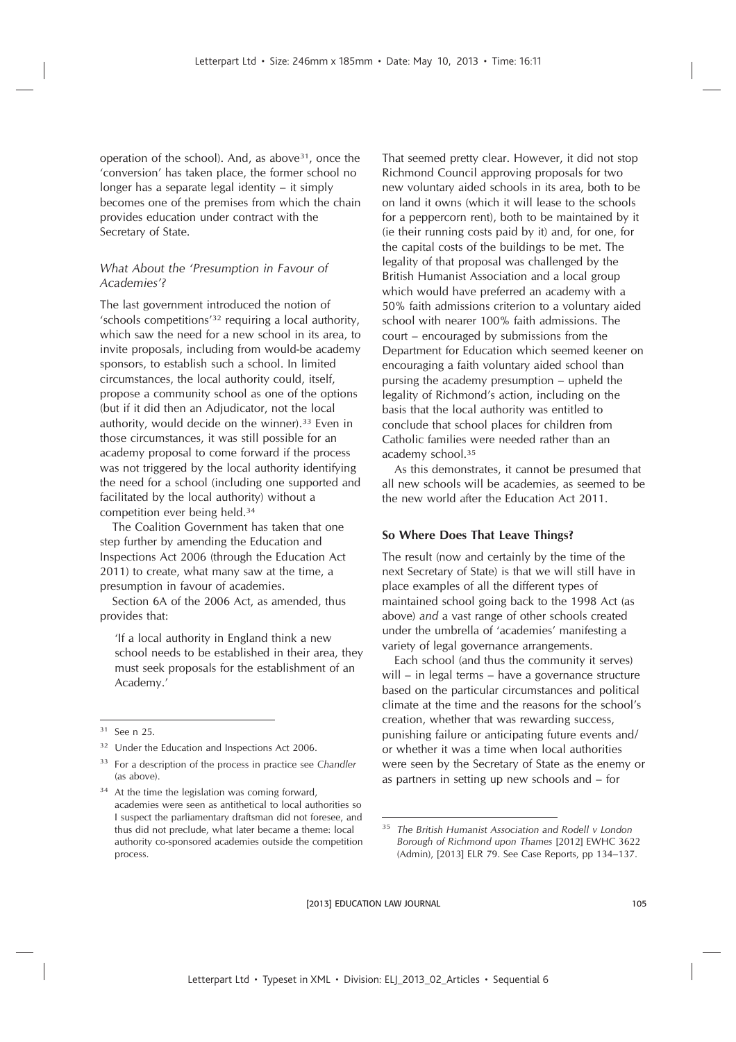operation of the school). And, as above[31], once the 'conversion' has taken place, the former school no longer has a separate legal identity – it simply becomes one of the premises from which the chain provides education under contract with the Secretary of State.

### *What About the 'Presumption in Favour of Academies'?*

The last government introduced the notion of 'schools competitions'[32] requiring a local authority, which saw the need for a new school in its area, to invite proposals, including from would-be academy sponsors, to establish such a school. In limited circumstances, the local authority could, itself, propose a community school as one of the options (but if it did then an Adjudicator, not the local authority, would decide on the winner).[33] Even in those circumstances, it was still possible for an academy proposal to come forward if the process was not triggered by the local authority identifying the need for a school (including one supported and facilitated by the local authority) without a competition ever being held.[34]

The Coalition Government has taken that one step further by amending the Education and Inspections Act 2006 (through the Education Act 2011) to create, what many saw at the time, a presumption in favour of academies.

Section 6A of the 2006 Act, as amended, thus provides that:

> 'If a local authority in England think a new school needs to be established in their area, they must seek proposals for the establishment of an Academy.'

That seemed pretty clear. However, it did not stop Richmond Council approving proposals for two new voluntary aided schools in its area, both to be on land it owns (which it will lease to the schools for a peppercorn rent), both to be maintained by it (ie their running costs paid by it) and, for one, for the capital costs of the buildings to be met. The legality of that proposal was challenged by the British Humanist Association and a local group which would have preferred an academy with a 50% faith admissions criterion to a voluntary aided school with nearer 100% faith admissions. The court – encouraged by submissions from the Department for Education which seemed keener on encouraging a faith voluntary aided school than pursing the academy presumption – upheld the legality of Richmond's action, including on the basis that the local authority was entitled to conclude that school places for children from Catholic families were needed rather than an academy school.[35]

As this demonstrates, it cannot be presumed that all new schools will be academies, as seemed to be the new world after the Education Act 2011.

## **So Where Does That Leave Things?**

The result (now and certainly by the time of the next Secretary of State) is that we will still have in place examples of all the different types of maintained school going back to the 1998 Act (as above) *and* a vast range of other schools created under the umbrella of 'academies' manifesting a variety of legal governance arrangements.

Each school (and thus the community it serves) will – in legal terms – have a governance structure based on the particular circumstances and political climate at the time and the reasons for the school's creation, whether that was rewarding success, punishing failure or anticipating future events and/or whether it was a time when local authorities were seen by the Secretary of State as the enemy or as partners in setting up new schools and – for

---

[31] See n 25.

[32] Under the Education and Inspections Act 2006.

[33] For a description of the process in practice see *Chandler* (as above).

[34] At the time the legislation was coming forward, academies were seen as antithetical to local authorities so I suspect the parliamentary draftsman did not foresee, and thus did not preclude, what later became a theme: local authority co-sponsored academies outside the competition process.

[35] *The British Humanist Association and Rodell v London Borough of Richmond upon Thames* [2012] EWHC 3622 (Admin), [2013] ELR 79. See Case Reports, pp 134–137.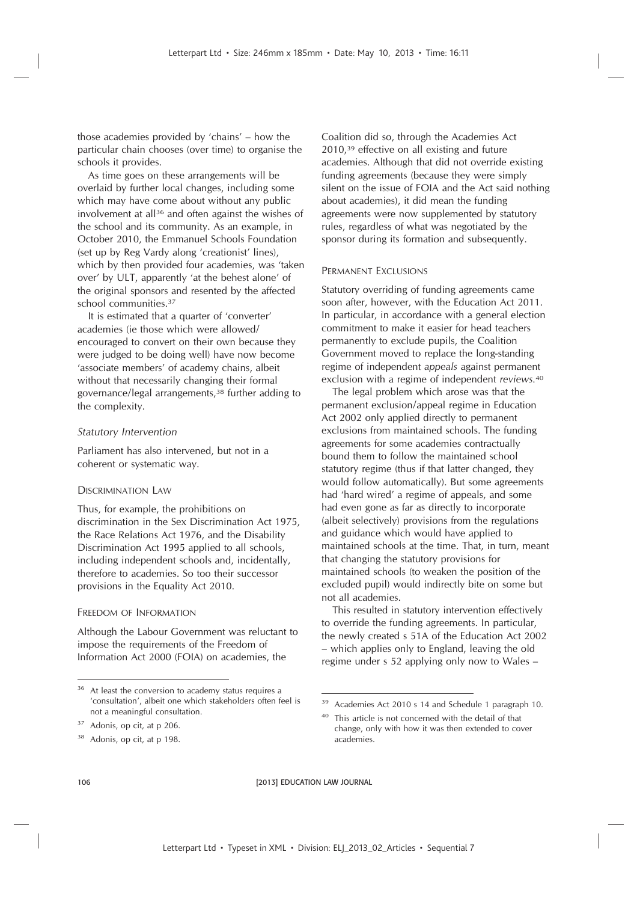those academies provided by 'chains' – how the particular chain chooses (over time) to organise the schools it provides.

As time goes on these arrangements will be overlaid by further local changes, including some which may have come about without any public involvement at all[36] and often against the wishes of the school and its community. As an example, in October 2010, the Emmanuel Schools Foundation (set up by Reg Vardy along 'creationist' lines), which by then provided four academies, was 'taken over' by ULT, apparently 'at the behest alone' of the original sponsors and resented by the affected school communities.[37]

It is estimated that a quarter of 'converter' academies (ie those which were allowed/ encouraged to convert on their own because they were judged to be doing well) have now become 'associate members' of academy chains, albeit without that necessarily changing their formal governance/legal arrangements,[38] further adding to the complexity.

### *Statutory Intervention*

Parliament has also intervened, but not in a coherent or systematic way.

#### Discrimination Law

Thus, for example, the prohibitions on discrimination in the Sex Discrimination Act 1975, the Race Relations Act 1976, and the Disability Discrimination Act 1995 applied to all schools, including independent schools and, incidentally, therefore to academies. So too their successor provisions in the Equality Act 2010.

#### Freedom of Information

Although the Labour Government was reluctant to impose the requirements of the Freedom of Information Act 2000 (FOIA) on academies, the Coalition did so, through the Academies Act 2010,[39] effective on all existing and future academies. Although that did not override existing funding agreements (because they were simply silent on the issue of FOIA and the Act said nothing about academies), it did mean the funding agreements were now supplemented by statutory rules, regardless of what was negotiated by the sponsor during its formation and subsequently.

#### Permanent Exclusions

Statutory overriding of funding agreements came soon after, however, with the Education Act 2011. In particular, in accordance with a general election commitment to make it easier for head teachers permanently to exclude pupils, the Coalition Government moved to replace the long-standing regime of independent *appeals* against permanent exclusion with a regime of independent *reviews*.[40]

The legal problem which arose was that the permanent exclusion/appeal regime in Education Act 2002 only applied directly to permanent exclusions from maintained schools. The funding agreements for some academies contractually bound them to follow the maintained school statutory regime (thus if that latter changed, they would follow automatically). But some agreements had 'hard wired' a regime of appeals, and some had even gone as far as directly to incorporate (albeit selectively) provisions from the regulations and guidance which would have applied to maintained schools at the time. That, in turn, meant that changing the statutory provisions for maintained schools (to weaken the position of the excluded pupil) would indirectly bite on some but not all academies.

This resulted in statutory intervention effectively to override the funding agreements. In particular, the newly created s 51A of the Education Act 2002 – which applies only to England, leaving the old regime under s 52 applying only now to Wales –

---

[36] At least the conversion to academy status requires a 'consultation', albeit one which stakeholders often feel is not a meaningful consultation.

[37] Adonis, op cit, at p 206.

[38] Adonis, op cit, at p 198.

[39] Academies Act 2010 s 14 and Schedule 1 paragraph 10.

[40] This article is not concerned with the detail of that change, only with how it was then extended to cover academies.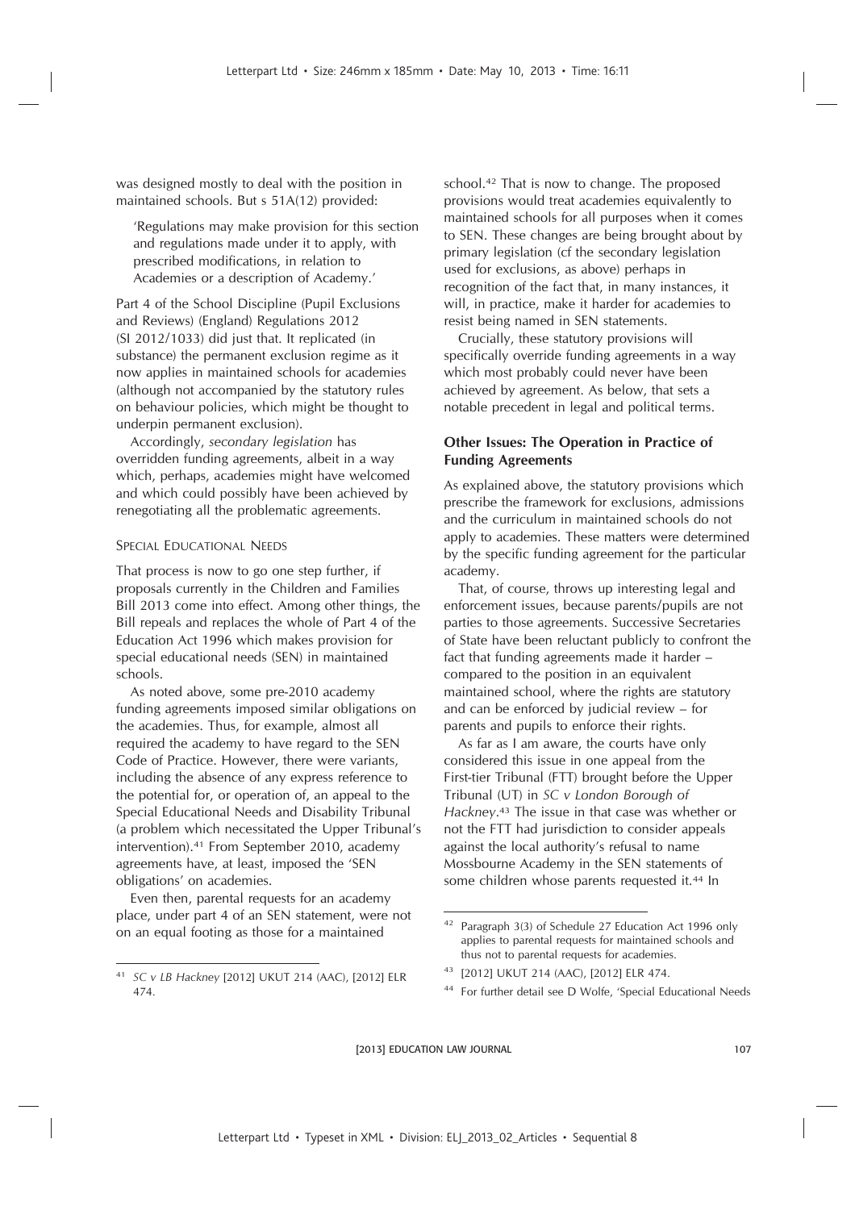was designed mostly to deal with the position in maintained schools. But s 51A(12) provided:

> 'Regulations may make provision for this section and regulations made under it to apply, with prescribed modifications, in relation to Academies or a description of Academy.'

Part 4 of the School Discipline (Pupil Exclusions and Reviews) (England) Regulations 2012 (SI 2012/1033) did just that. It replicated (in substance) the permanent exclusion regime as it now applies in maintained schools for academies (although not accompanied by the statutory rules on behaviour policies, which might be thought to underpin permanent exclusion).

Accordingly, *secondary legislation* has overridden funding agreements, albeit in a way which, perhaps, academies might have welcomed and which could possibly have been achieved by renegotiating all the problematic agreements.

### Special Educational Needs

That process is now to go one step further, if proposals currently in the Children and Families Bill 2013 come into effect. Among other things, the Bill repeals and replaces the whole of Part 4 of the Education Act 1996 which makes provision for special educational needs (SEN) in maintained schools.

As noted above, some pre-2010 academy funding agreements imposed similar obligations on the academies. Thus, for example, almost all required the academy to have regard to the SEN Code of Practice. However, there were variants, including the absence of any express reference to the potential for, or operation of, an appeal to the Special Educational Needs and Disability Tribunal (a problem which necessitated the Upper Tribunal's intervention).[41] From September 2010, academy agreements have, at least, imposed the 'SEN obligations' on academies.

Even then, parental requests for an academy place, under part 4 of an SEN statement, were not on an equal footing as those for a maintained school.[42] That is now to change. The proposed provisions would treat academies equivalently to maintained schools for all purposes when it comes to SEN. These changes are being brought about by primary legislation (cf the secondary legislation used for exclusions, as above) perhaps in recognition of the fact that, in many instances, it will, in practice, make it harder for academies to resist being named in SEN statements.

Crucially, these statutory provisions will specifically override funding agreements in a way which most probably could never have been achieved by agreement. As below, that sets a notable precedent in legal and political terms.

## Other Issues: The Operation in Practice of Funding Agreements

As explained above, the statutory provisions which prescribe the framework for exclusions, admissions and the curriculum in maintained schools do not apply to academies. These matters were determined by the specific funding agreement for the particular academy.

That, of course, throws up interesting legal and enforcement issues, because parents/pupils are not parties to those agreements. Successive Secretaries of State have been reluctant publicly to confront the fact that funding agreements made it harder – compared to the position in an equivalent maintained school, where the rights are statutory and can be enforced by judicial review – for parents and pupils to enforce their rights.

As far as I am aware, the courts have only considered this issue in one appeal from the First-tier Tribunal (FTT) brought before the Upper Tribunal (UT) in *SC v London Borough of Hackney*.[43] The issue in that case was whether or not the FTT had jurisdiction to consider appeals against the local authority's refusal to name Mossbourne Academy in the SEN statements of some children whose parents requested it.[44] In

---

[41] *SC v LB Hackney* [2012] UKUT 214 (AAC), [2012] ELR 474.

[42] Paragraph 3(3) of Schedule 27 Education Act 1996 only applies to parental requests for maintained schools and thus not to parental requests for academies.

[43] [2012] UKUT 214 (AAC), [2012] ELR 474.

[44] For further detail see D Wolfe, 'Special Educational Needs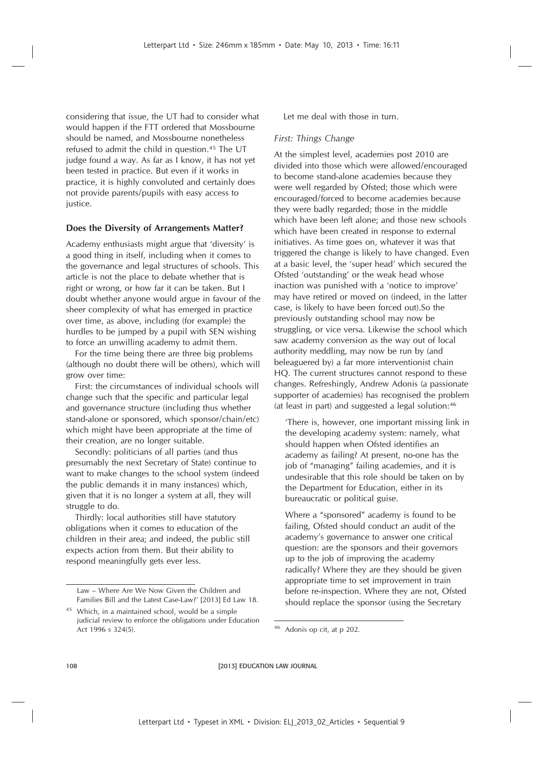considering that issue, the UT had to consider what would happen if the FTT ordered that Mossbourne should be named, and Mossbourne nonetheless refused to admit the child in question.[45] The UT judge found a way. As far as I know, it has not yet been tested in practice. But even if it works in practice, it is highly convoluted and certainly does not provide parents/pupils with easy access to justice.

## Does the Diversity of Arrangements Matter?

Academy enthusiasts might argue that 'diversity' is a good thing in itself, including when it comes to the governance and legal structures of schools. This article is not the place to debate whether that is right or wrong, or how far it can be taken. But I doubt whether anyone would argue in favour of the sheer complexity of what has emerged in practice over time, as above, including (for example) the hurdles to be jumped by a pupil with SEN wishing to force an unwilling academy to admit them.

For the time being there are three big problems (although no doubt there will be others), which will grow over time:

First: the circumstances of individual schools will change such that the specific and particular legal and governance structure (including thus whether stand-alone or sponsored, which sponsor/chain/etc) which might have been appropriate at the time of their creation, are no longer suitable.

Secondly: politicians of all parties (and thus presumably the next Secretary of State) continue to want to make changes to the school system (indeed the public demands it in many instances) which, given that it is no longer a system at all, they will struggle to do.

Thirdly: local authorities still have statutory obligations when it comes to education of the children in their area; and indeed, the public still expects action from them. But their ability to respond meaningfully gets ever less.

Let me deal with those in turn.

### *First: Things Change*

At the simplest level, academies post 2010 are divided into those which were allowed/encouraged to become stand-alone academies because they were well regarded by Ofsted; those which were encouraged/forced to become academies because they were badly regarded; those in the middle which have been left alone; and those new schools which have been created in response to external initiatives. As time goes on, whatever it was that triggered the change is likely to have changed. Even at a basic level, the 'super head' which secured the Ofsted 'outstanding' or the weak head whose inaction was punished with a 'notice to improve' may have retired or moved on (indeed, in the latter case, is likely to have been forced out).So the previously outstanding school may now be struggling, or vice versa. Likewise the school which saw academy conversion as the way out of local authority meddling, may now be run by (and beleaguered by) a far more interventionist chain HQ. The current structures cannot respond to these changes. Refreshingly, Andrew Adonis (a passionate supporter of academies) has recognised the problem (at least in part) and suggested a legal solution:[46]

> 'There is, however, one important missing link in the developing academy system: namely, what should happen when Ofsted identifies an academy as failing? At present, no-one has the job of "managing" failing academies, and it is undesirable that this role should be taken on by the Department for Education, either in its bureaucratic or political guise.
>
> Where a "sponsored" academy is found to be failing, Ofsted should conduct an audit of the academy's governance to answer one critical question: are the sponsors and their governors up to the job of improving the academy radically? Where they are they should be given appropriate time to set improvement in train before re-inspection. Where they are not, Ofsted should replace the sponsor (using the Secretary

---

Law – Where Are We Now Given the Children and Families Bill and the Latest Case-Law?' [2013] Ed Law 18.

[45] Which, in a maintained school, would be a simple judicial review to enforce the obligations under Education Act 1996 s 324(5).

[46] Adonis op cit, at p 202.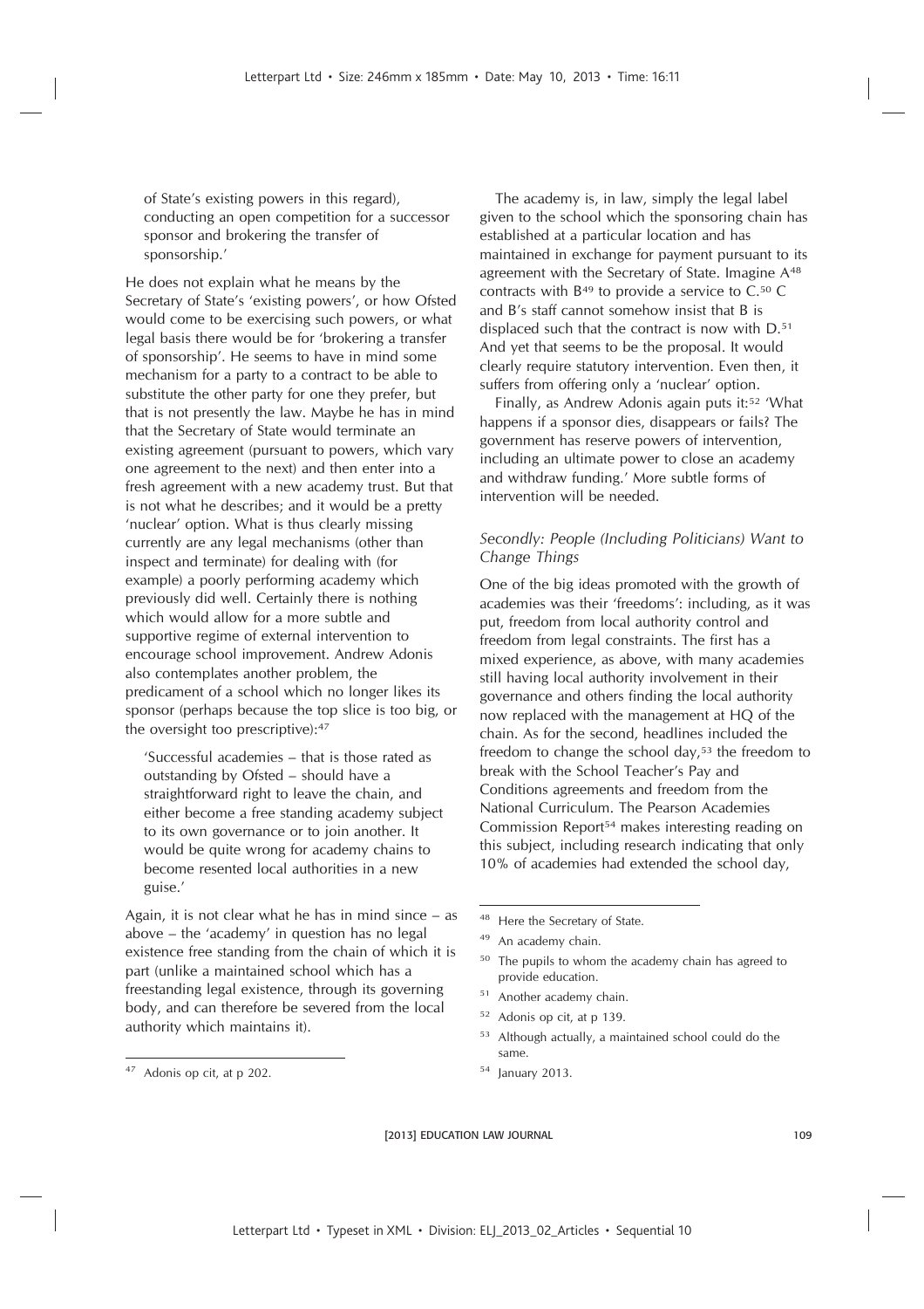of State's existing powers in this regard), conducting an open competition for a successor sponsor and brokering the transfer of sponsorship.'

He does not explain what he means by the Secretary of State's 'existing powers', or how Ofsted would come to be exercising such powers, or what legal basis there would be for 'brokering a transfer of sponsorship'. He seems to have in mind some mechanism for a party to a contract to be able to substitute the other party for one they prefer, but that is not presently the law. Maybe he has in mind that the Secretary of State would terminate an existing agreement (pursuant to powers, which vary one agreement to the next) and then enter into a fresh agreement with a new academy trust. But that is not what he describes; and it would be a pretty 'nuclear' option. What is thus clearly missing currently are any legal mechanisms (other than inspect and terminate) for dealing with (for example) a poorly performing academy which previously did well. Certainly there is nothing which would allow for a more subtle and supportive regime of external intervention to encourage school improvement. Andrew Adonis also contemplates another problem, the predicament of a school which no longer likes its sponsor (perhaps because the top slice is too big, or the oversight too prescriptive):[47]

> 'Successful academies – that is those rated as outstanding by Ofsted – should have a straightforward right to leave the chain, and either become a free standing academy subject to its own governance or to join another. It would be quite wrong for academy chains to become resented local authorities in a new guise.'

Again, it is not clear what he has in mind since – as above – the 'academy' in question has no legal existence free standing from the chain of which it is part (unlike a maintained school which has a freestanding legal existence, through its governing body, and can therefore be severed from the local authority which maintains it).

The academy is, in law, simply the legal label given to the school which the sponsoring chain has established at a particular location and has maintained in exchange for payment pursuant to its agreement with the Secretary of State. Imagine A[48] contracts with B[49] to provide a service to C.[50] C and B's staff cannot somehow insist that B is displaced such that the contract is now with D.[51] And yet that seems to be the proposal. It would clearly require statutory intervention. Even then, it suffers from offering only a 'nuclear' option.

Finally, as Andrew Adonis again puts it:[52] 'What happens if a sponsor dies, disappears or fails? The government has reserve powers of intervention, including an ultimate power to close an academy and withdraw funding.' More subtle forms of intervention will be needed.

### *Secondly: People (Including Politicians) Want to Change Things*

One of the big ideas promoted with the growth of academies was their 'freedoms': including, as it was put, freedom from local authority control and freedom from legal constraints. The first has a mixed experience, as above, with many academies still having local authority involvement in their governance and others finding the local authority now replaced with the management at HQ of the chain. As for the second, headlines included the freedom to change the school day,[53] the freedom to break with the School Teacher's Pay and Conditions agreements and freedom from the National Curriculum. The Pearson Academies Commission Report[54] makes interesting reading on this subject, including research indicating that only 10% of academies had extended the school day,

---

[47] Adonis op cit, at p 202.

[48] Here the Secretary of State.

[49] An academy chain.

[50] The pupils to whom the academy chain has agreed to provide education.

[51] Another academy chain.

[52] Adonis op cit, at p 139.

[53] Although actually, a maintained school could do the same.

[54] January 2013.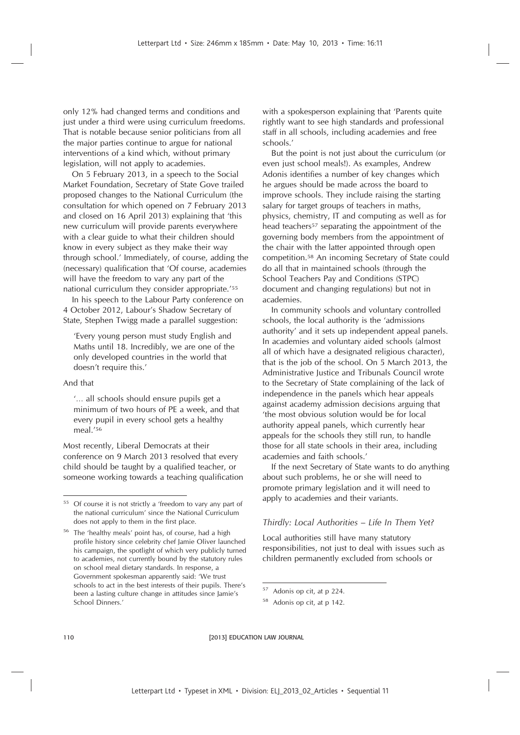only 12% had changed terms and conditions and just under a third were using curriculum freedoms. That is notable because senior politicians from all the major parties continue to argue for national interventions of a kind which, without primary legislation, will not apply to academies.

On 5 February 2013, in a speech to the Social Market Foundation, Secretary of State Gove trailed proposed changes to the National Curriculum (the consultation for which opened on 7 February 2013 and closed on 16 April 2013) explaining that 'this new curriculum will provide parents everywhere with a clear guide to what their children should know in every subject as they make their way through school.' Immediately, of course, adding the (necessary) qualification that 'Of course, academies will have the freedom to vary any part of the national curriculum they consider appropriate.'[55]

In his speech to the Labour Party conference on 4 October 2012, Labour's Shadow Secretary of State, Stephen Twigg made a parallel suggestion:

> 'Every young person must study English and Maths until 18. Incredibly, we are one of the only developed countries in the world that doesn't require this.'

And that

> '... all schools should ensure pupils get a minimum of two hours of PE a week, and that every pupil in every school gets a healthy meal.'[56]

Most recently, Liberal Democrats at their conference on 9 March 2013 resolved that every child should be taught by a qualified teacher, or someone working towards a teaching qualification with a spokesperson explaining that 'Parents quite rightly want to see high standards and professional staff in all schools, including academies and free schools.'

But the point is not just about the curriculum (or even just school meals!). As examples, Andrew Adonis identifies a number of key changes which he argues should be made across the board to improve schools. They include raising the starting salary for target groups of teachers in maths, physics, chemistry, IT and computing as well as for head teachers[57] separating the appointment of the governing body members from the appointment of the chair with the latter appointed through open competition.[58] An incoming Secretary of State could do all that in maintained schools (through the School Teachers Pay and Conditions (STPC) document and changing regulations) but not in academies.

In community schools and voluntary controlled schools, the local authority is the 'admissions authority' and it sets up independent appeal panels. In academies and voluntary aided schools (almost all of which have a designated religious character), that is the job of the school. On 5 March 2013, the Administrative Justice and Tribunals Council wrote to the Secretary of State complaining of the lack of independence in the panels which hear appeals against academy admission decisions arguing that 'the most obvious solution would be for local authority appeal panels, which currently hear appeals for the schools they still run, to handle those for all state schools in their area, including academies and faith schools.'

If the next Secretary of State wants to do anything about such problems, he or she will need to promote primary legislation and it will need to apply to academies and their variants.

### *Thirdly: Local Authorities – Life In Them Yet?*

Local authorities still have many statutory responsibilities, not just to deal with issues such as children permanently excluded from schools or

---

[55] Of course it is not strictly a 'freedom to vary any part of the national curriculum' since the National Curriculum does not apply to them in the first place.

[56] The 'healthy meals' point has, of course, had a high profile history since celebrity chef Jamie Oliver launched his campaign, the spotlight of which very publicly turned to academies, not currently bound by the statutory rules on school meal dietary standards. In response, a Government spokesman apparently said: 'We trust schools to act in the best interests of their pupils. There's been a lasting culture change in attitudes since Jamie's School Dinners.'

[57] Adonis op cit, at p 224.

[58] Adonis op cit, at p 142.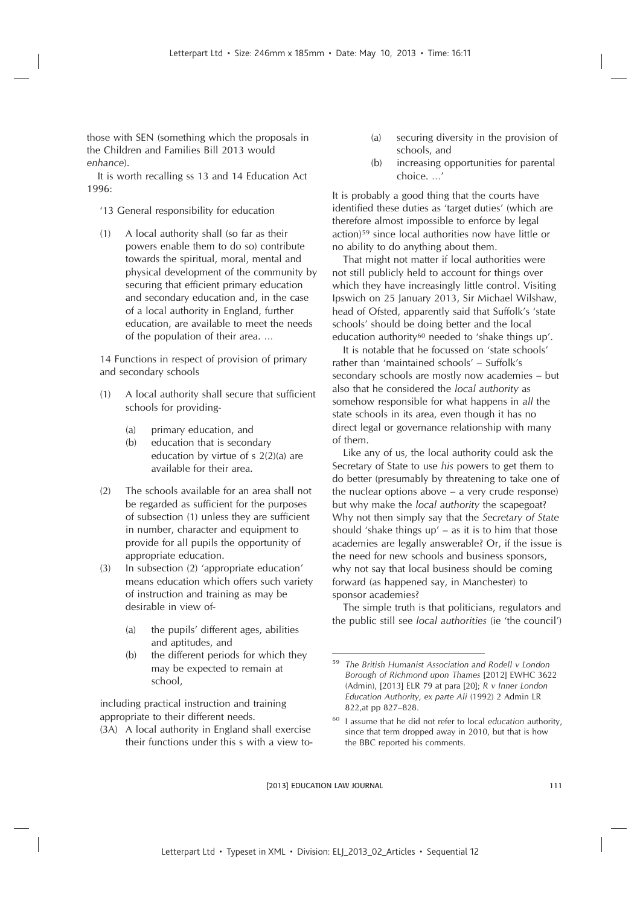those with SEN (something which the proposals in the Children and Families Bill 2013 would *enhance*).

It is worth recalling ss 13 and 14 Education Act 1996:

> '13 General responsibility for education
>
> (1) A local authority shall (so far as their powers enable them to do so) contribute towards the spiritual, moral, mental and physical development of the community by securing that efficient primary education and secondary education and, in the case of a local authority in England, further education, are available to meet the needs of the population of their area. ...
>
> 14 Functions in respect of provision of primary and secondary schools
>
> (1) A local authority shall secure that sufficient schools for providing-
>   (a) primary education, and
>   (b) education that is secondary education by virtue of s 2(2)(a) are available for their area.
>
> (2) The schools available for an area shall not be regarded as sufficient for the purposes of subsection (1) unless they are sufficient in number, character and equipment to provide for all pupils the opportunity of appropriate education.
>
> (3) In subsection (2) 'appropriate education' means education which offers such variety of instruction and training as may be desirable in view of-
>   (a) the pupils' different ages, abilities and aptitudes, and
>   (b) the different periods for which they may be expected to remain at school,
>
> including practical instruction and training appropriate to their different needs.
>
> (3A) A local authority in England shall exercise their functions under this s with a view to-
>   (a) securing diversity in the provision of schools, and
>   (b) increasing opportunities for parental choice. ...'

It is probably a good thing that the courts have identified these duties as 'target duties' (which are therefore almost impossible to enforce by legal action)[59] since local authorities now have little or no ability to do anything about them.

That might not matter if local authorities were not still publicly held to account for things over which they have increasingly little control. Visiting Ipswich on 25 January 2013, Sir Michael Wilshaw, head of Ofsted, apparently said that Suffolk's 'state schools' should be doing better and the local education authority[60] needed to 'shake things up'.

It is notable that he focussed on 'state schools' rather than 'maintained schools' – Suffolk's secondary schools are mostly now academies – but also that he considered the *local authority* as somehow responsible for what happens in *all* the state schools in its area, even though it has no direct legal or governance relationship with many of them.

Like any of us, the local authority could ask the Secretary of State to use *his* powers to get them to do better (presumably by threatening to take one of the nuclear options above – a very crude response) but why make the *local authority* the scapegoat? Why not then simply say that the *Secretary of State* should 'shake things up' – as it is to him that those academies are legally answerable? Or, if the issue is the need for new schools and business sponsors, why not say that local business should be coming forward (as happened say, in Manchester) to sponsor academies?

The simple truth is that politicians, regulators and the public still see *local authorities* (ie 'the council')

---

[59] *The British Humanist Association and Rodell v London Borough of Richmond upon Thames* [2012] EWHC 3622 (Admin), [2013] ELR 79 at para [20]; *R v Inner London Education Authority, ex parte Ali* (1992) 2 Admin LR 822,at pp 827–828.

[60] I assume that he did not refer to local *education* authority, since that term dropped away in 2010, but that is how the BBC reported his comments.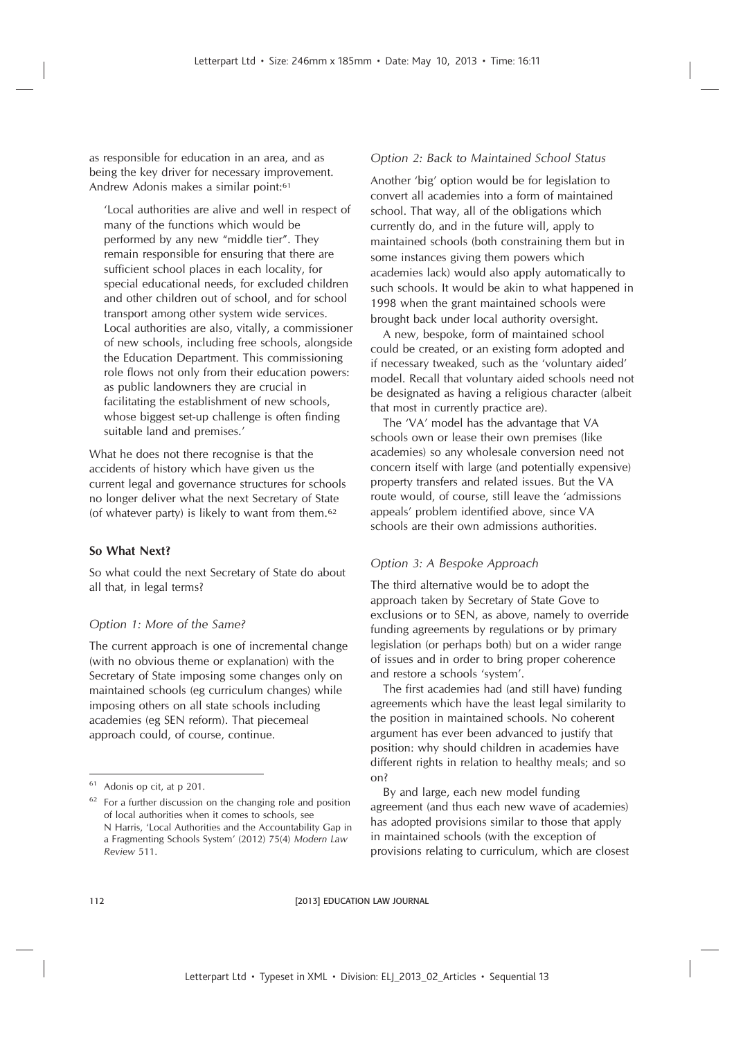as responsible for education in an area, and as being the key driver for necessary improvement. Andrew Adonis makes a similar point:[61]

> 'Local authorities are alive and well in respect of many of the functions which would be performed by any new "middle tier". They remain responsible for ensuring that there are sufficient school places in each locality, for special educational needs, for excluded children and other children out of school, and for school transport among other system wide services. Local authorities are also, vitally, a commissioner of new schools, including free schools, alongside the Education Department. This commissioning role flows not only from their education powers: as public landowners they are crucial in facilitating the establishment of new schools, whose biggest set-up challenge is often finding suitable land and premises.'

What he does not there recognise is that the accidents of history which have given us the current legal and governance structures for schools no longer deliver what the next Secretary of State (of whatever party) is likely to want from them.[62]

## So What Next?

So what could the next Secretary of State do about all that, in legal terms?

### *Option 1: More of the Same?*

The current approach is one of incremental change (with no obvious theme or explanation) with the Secretary of State imposing some changes only on maintained schools (eg curriculum changes) while imposing others on all state schools including academies (eg SEN reform). That piecemeal approach could, of course, continue.

### *Option 2: Back to Maintained School Status*

Another 'big' option would be for legislation to convert all academies into a form of maintained school. That way, all of the obligations which currently do, and in the future will, apply to maintained schools (both constraining them but in some instances giving them powers which academies lack) would also apply automatically to such schools. It would be akin to what happened in 1998 when the grant maintained schools were brought back under local authority oversight.

A new, bespoke, form of maintained school could be created, or an existing form adopted and if necessary tweaked, such as the 'voluntary aided' model. Recall that voluntary aided schools need not be designated as having a religious character (albeit that most in currently practice are).

The 'VA' model has the advantage that VA schools own or lease their own premises (like academies) so any wholesale conversion need not concern itself with large (and potentially expensive) property transfers and related issues. But the VA route would, of course, still leave the 'admissions appeals' problem identified above, since VA schools are their own admissions authorities.

### *Option 3: A Bespoke Approach*

The third alternative would be to adopt the approach taken by Secretary of State Gove to exclusions or to SEN, as above, namely to override funding agreements by regulations or by primary legislation (or perhaps both) but on a wider range of issues and in order to bring proper coherence and restore a schools 'system'.

The first academies had (and still have) funding agreements which have the least legal similarity to the position in maintained schools. No coherent argument has ever been advanced to justify that position: why should children in academies have different rights in relation to healthy meals; and so on?

By and large, each new model funding agreement (and thus each new wave of academies) has adopted provisions similar to those that apply in maintained schools (with the exception of provisions relating to curriculum, which are closest

---

[61] Adonis op cit, at p 201.

[62] For a further discussion on the changing role and position of local authorities when it comes to schools, see N Harris, 'Local Authorities and the Accountability Gap in a Fragmenting Schools System' (2012) 75(4) *Modern Law Review* 511.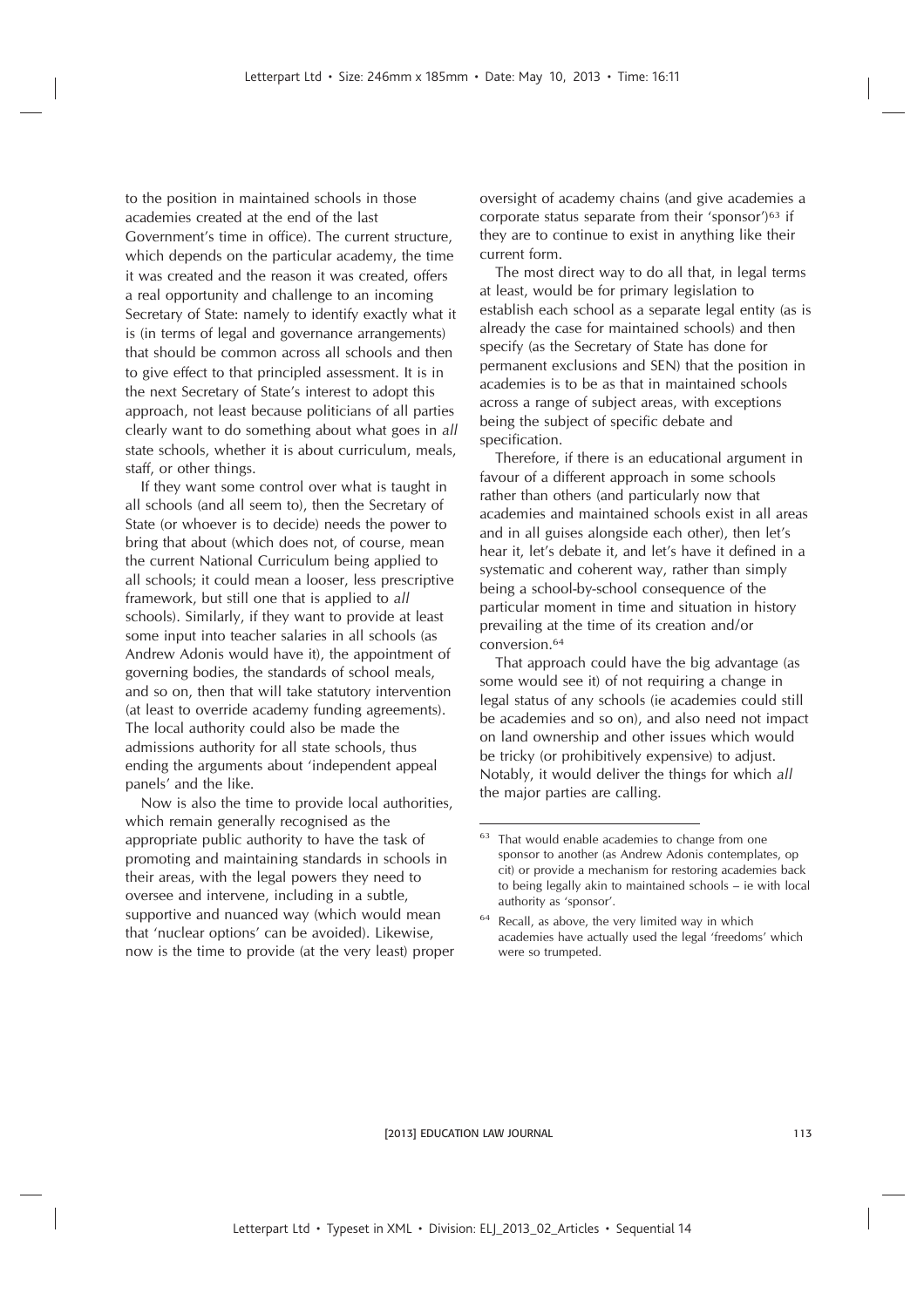to the position in maintained schools in those academies created at the end of the last Government's time in office). The current structure, which depends on the particular academy, the time it was created and the reason it was created, offers a real opportunity and challenge to an incoming Secretary of State: namely to identify exactly what it is (in terms of legal and governance arrangements) that should be common across all schools and then to give effect to that principled assessment. It is in the next Secretary of State's interest to adopt this approach, not least because politicians of all parties clearly want to do something about what goes in *all* state schools, whether it is about curriculum, meals, staff, or other things.

If they want some control over what is taught in all schools (and all seem to), then the Secretary of State (or whoever is to decide) needs the power to bring that about (which does not, of course, mean the current National Curriculum being applied to all schools; it could mean a looser, less prescriptive framework, but still one that is applied to *all* schools). Similarly, if they want to provide at least some input into teacher salaries in all schools (as Andrew Adonis would have it), the appointment of governing bodies, the standards of school meals, and so on, then that will take statutory intervention (at least to override academy funding agreements). The local authority could also be made the admissions authority for all state schools, thus ending the arguments about 'independent appeal panels' and the like.

Now is also the time to provide local authorities, which remain generally recognised as the appropriate public authority to have the task of promoting and maintaining standards in schools in their areas, with the legal powers they need to oversee and intervene, including in a subtle, supportive and nuanced way (which would mean that 'nuclear options' can be avoided). Likewise, now is the time to provide (at the very least) proper oversight of academy chains (and give academies a corporate status separate from their 'sponsor')[63] if they are to continue to exist in anything like their current form.

The most direct way to do all that, in legal terms at least, would be for primary legislation to establish each school as a separate legal entity (as is already the case for maintained schools) and then specify (as the Secretary of State has done for permanent exclusions and SEN) that the position in academies is to be as that in maintained schools across a range of subject areas, with exceptions being the subject of specific debate and specification.

Therefore, if there is an educational argument in favour of a different approach in some schools rather than others (and particularly now that academies and maintained schools exist in all areas and in all guises alongside each other), then let's hear it, let's debate it, and let's have it defined in a systematic and coherent way, rather than simply being a school-by-school consequence of the particular moment in time and situation in history prevailing at the time of its creation and/or conversion.[64]

That approach could have the big advantage (as some would see it) of not requiring a change in legal status of any schools (ie academies could still be academies and so on), and also need not impact on land ownership and other issues which would be tricky (or prohibitively expensive) to adjust. Notably, it would deliver the things for which *all* the major parties are calling.

---

[63] That would enable academies to change from one sponsor to another (as Andrew Adonis contemplates, op cit) or provide a mechanism for restoring academies back to being legally akin to maintained schools – ie with local authority as 'sponsor'.

[64] Recall, as above, the very limited way in which academies have actually used the legal 'freedoms' which were so trumpeted.